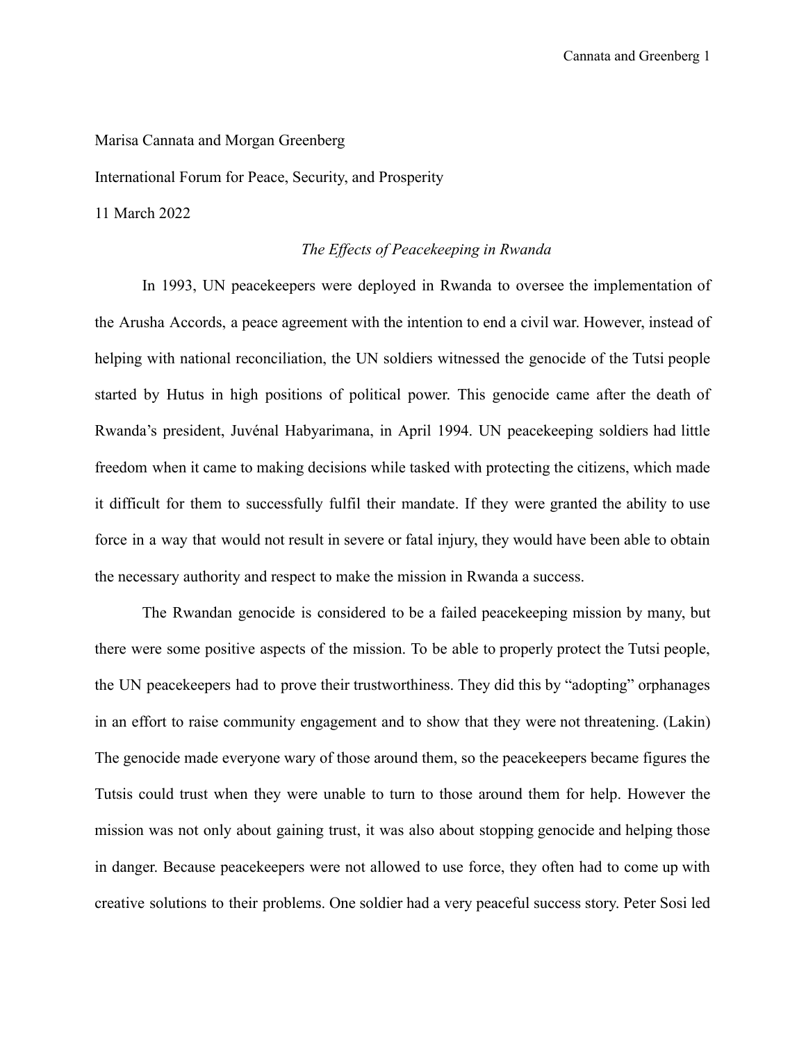Marisa Cannata and Morgan Greenberg

International Forum for Peace, Security, and Prosperity

11 March 2022

*The Effects of Peacekeeping in Rwanda*

In 1993, UN peacekeepers were deployed in Rwanda to oversee the implementation of the Arusha Accords, a peace agreement with the intention to end a civil war. However, instead of helping with national reconciliation, the UN soldiers witnessed the genocide of the Tutsi people started by Hutus in high positions of political power. This genocide came after the death of Rwanda's president, Juvénal Habyarimana, in April 1994. UN peacekeeping soldiers had little freedom when it came to making decisions while tasked with protecting the citizens, which made it difficult for them to successfully fulfil their mandate. If they were granted the ability to use force in a way that would not result in severe or fatal injury, they would have been able to obtain the necessary authority and respect to make the mission in Rwanda a success.

The Rwandan genocide is considered to be a failed peacekeeping mission by many, but there were some positive aspects of the mission. To be able to properly protect the Tutsi people, the UN peacekeepers had to prove their trustworthiness. They did this by "adopting" orphanages in an effort to raise community engagement and to show that they were not threatening. (Lakin) The genocide made everyone wary of those around them, so the peacekeepers became figures the Tutsis could trust when they were unable to turn to those around them for help. However the mission was not only about gaining trust, it was also about stopping genocide and helping those in danger. Because peacekeepers were not allowed to use force, they often had to come up with creative solutions to their problems. One soldier had a very peaceful success story. Peter Sosi led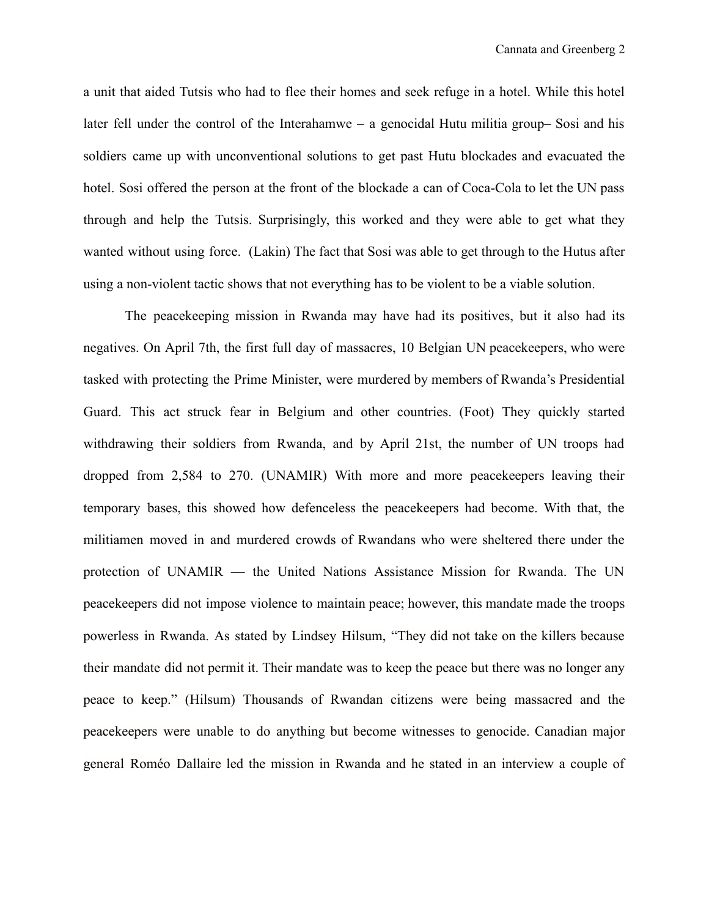a unit that aided Tutsis who had to flee their homes and seek refuge in a hotel. While this hotel later fell under the control of the Interahamwe – a genocidal Hutu militia group– Sosi and his soldiers came up with unconventional solutions to get past Hutu blockades and evacuated the hotel. Sosi offered the person at the front of the blockade a can of Coca-Cola to let the UN pass through and help the Tutsis. Surprisingly, this worked and they were able to get what they wanted without using force. (Lakin) The fact that Sosi was able to get through to the Hutus after using a non-violent tactic shows that not everything has to be violent to be a viable solution.

The peacekeeping mission in Rwanda may have had its positives, but it also had its negatives. On April 7th, the first full day of massacres, 10 Belgian UN peacekeepers, who were tasked with protecting the Prime Minister, were murdered by members of Rwanda's Presidential Guard. This act struck fear in Belgium and other countries. (Foot) They quickly started withdrawing their soldiers from Rwanda, and by April 21st, the number of UN troops had dropped from 2,584 to 270. (UNAMIR) With more and more peacekeepers leaving their temporary bases, this showed how defenceless the peacekeepers had become. With that, the militiamen moved in and murdered crowds of Rwandans who were sheltered there under the protection of UNAMIR — the United Nations Assistance Mission for Rwanda. The UN peacekeepers did not impose violence to maintain peace; however, this mandate made the troops powerless in Rwanda. As stated by Lindsey Hilsum, "They did not take on the killers because their mandate did not permit it. Their mandate was to keep the peace but there was no longer any peace to keep." (Hilsum) Thousands of Rwandan citizens were being massacred and the peacekeepers were unable to do anything but become witnesses to genocide. Canadian major general Roméo Dallaire led the mission in Rwanda and he stated in an interview a couple of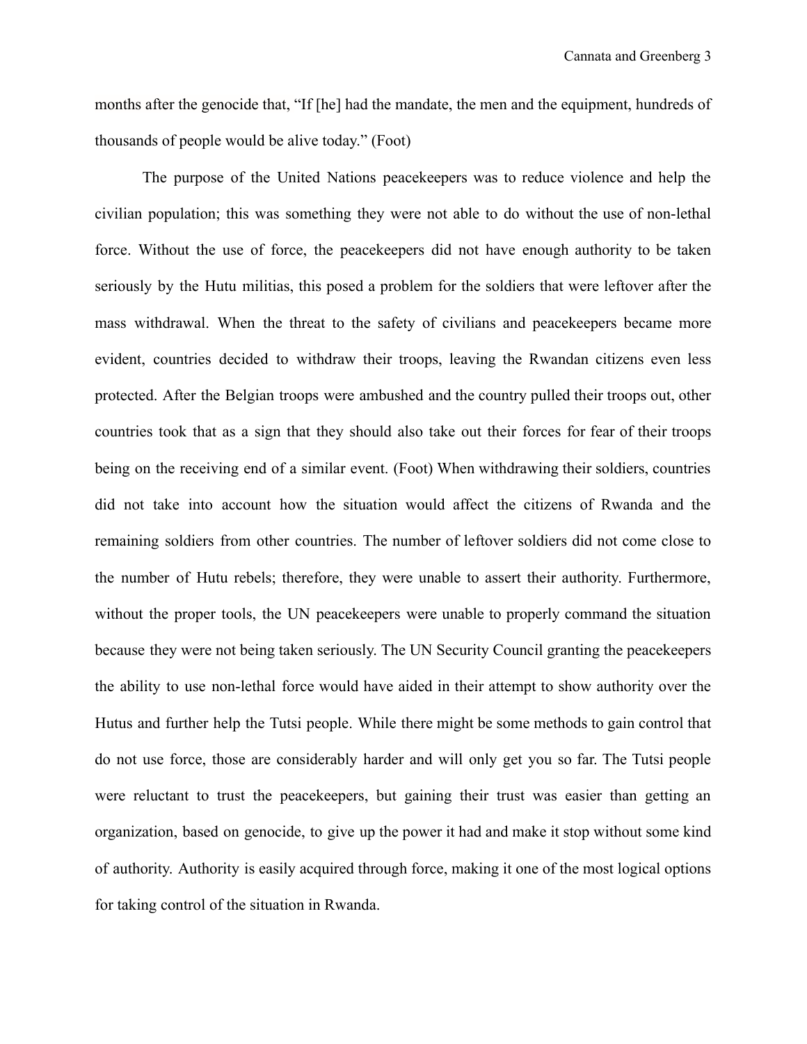months after the genocide that, "If [he] had the mandate, the men and the equipment, hundreds of thousands of people would be alive today." (Foot)

The purpose of the United Nations peacekeepers was to reduce violence and help the civilian population; this was something they were not able to do without the use of non-lethal force. Without the use of force, the peacekeepers did not have enough authority to be taken seriously by the Hutu militias, this posed a problem for the soldiers that were leftover after the mass withdrawal. When the threat to the safety of civilians and peacekeepers became more evident, countries decided to withdraw their troops, leaving the Rwandan citizens even less protected. After the Belgian troops were ambushed and the country pulled their troops out, other countries took that as a sign that they should also take out their forces for fear of their troops being on the receiving end of a similar event. (Foot) When withdrawing their soldiers, countries did not take into account how the situation would affect the citizens of Rwanda and the remaining soldiers from other countries. The number of leftover soldiers did not come close to the number of Hutu rebels; therefore, they were unable to assert their authority. Furthermore, without the proper tools, the UN peacekeepers were unable to properly command the situation because they were not being taken seriously. The UN Security Council granting the peacekeepers the ability to use non-lethal force would have aided in their attempt to show authority over the Hutus and further help the Tutsi people. While there might be some methods to gain control that do not use force, those are considerably harder and will only get you so far. The Tutsi people were reluctant to trust the peacekeepers, but gaining their trust was easier than getting an organization, based on genocide, to give up the power it had and make it stop without some kind of authority. Authority is easily acquired through force, making it one of the most logical options for taking control of the situation in Rwanda.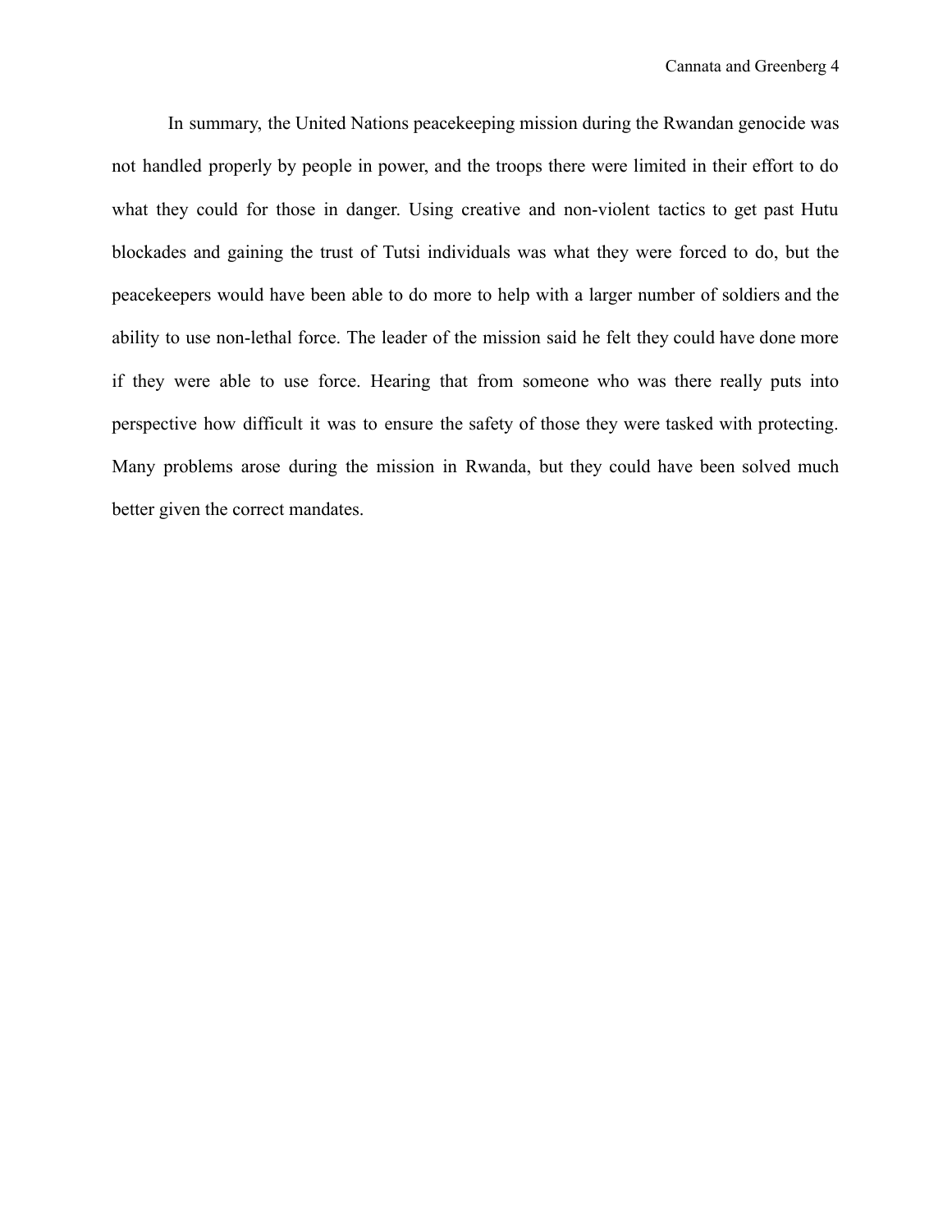In summary, the United Nations peacekeeping mission during the Rwandan genocide was not handled properly by people in power, and the troops there were limited in their effort to do what they could for those in danger. Using creative and non-violent tactics to get past Hutu blockades and gaining the trust of Tutsi individuals was what they were forced to do, but the peacekeepers would have been able to do more to help with a larger number of soldiers and the ability to use non-lethal force. The leader of the mission said he felt they could have done more if they were able to use force. Hearing that from someone who was there really puts into perspective how difficult it was to ensure the safety of those they were tasked with protecting. Many problems arose during the mission in Rwanda, but they could have been solved much better given the correct mandates.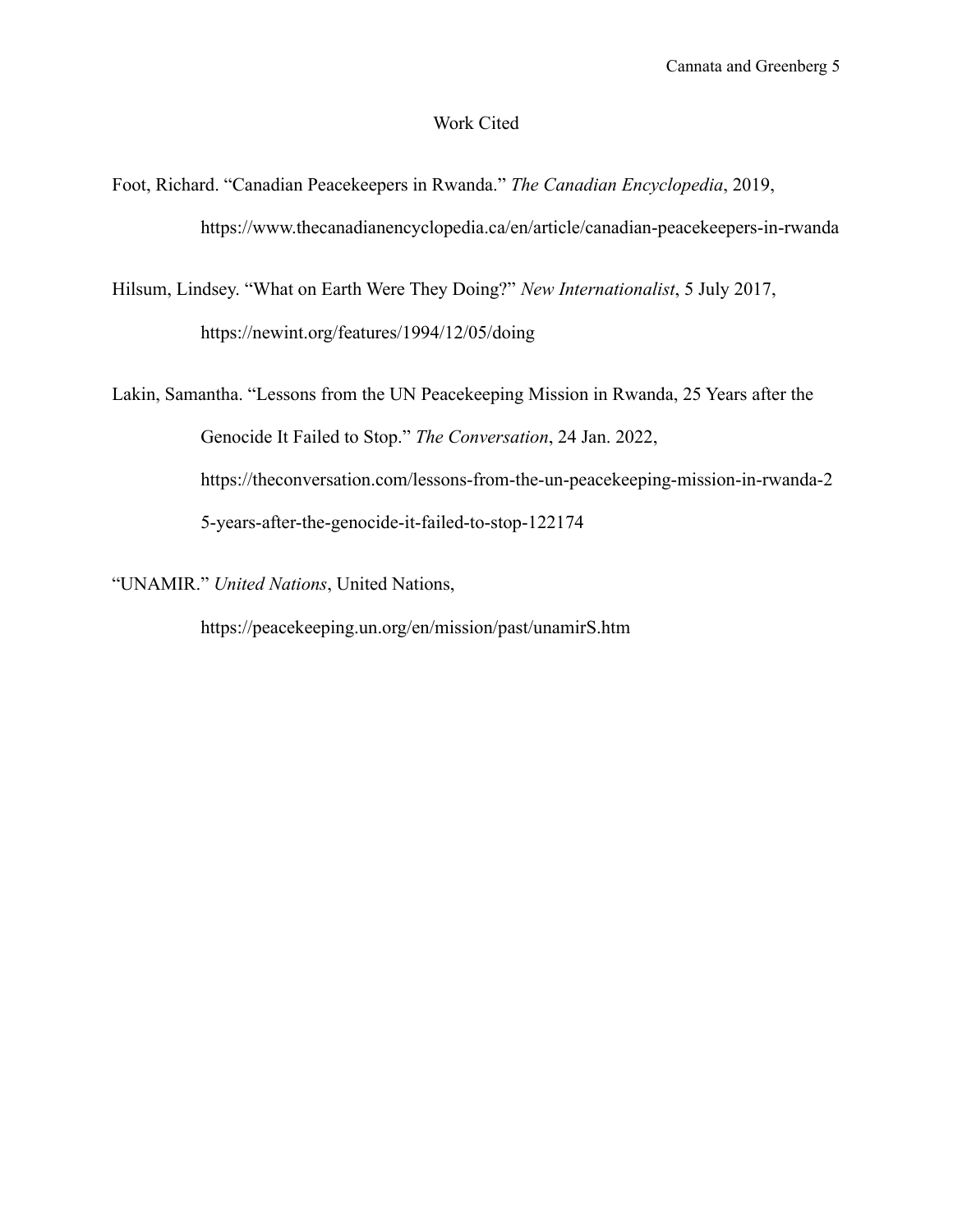# Work Cited

Foot, Richard. “Canadian Peacekeepers in Rwanda.” *The Canadian Encyclopedia*, 2019, https://www.thecanadianencyclopedia.ca/en/article/canadian-peacekeepers-in-rwanda

Hilsum, Lindsey. “What on Earth Were They Doing?” *New Internationalist*, 5 July 2017, https://newint.org/features/1994/12/05/doing

Lakin, Samantha. “Lessons from the UN Peacekeeping Mission in Rwanda, 25 Years after the Genocide It Failed to Stop.” *The Conversation*, 24 Jan. 2022, https://theconversation.com/lessons-from-the-un-peacekeeping-mission-in-rwanda-25-years-after-the-genocide-it-failed-to-stop-122174

“UNAMIR.” *United Nations*, United Nations, https://peacekeeping.un.org/en/mission/past/unamirS.htm